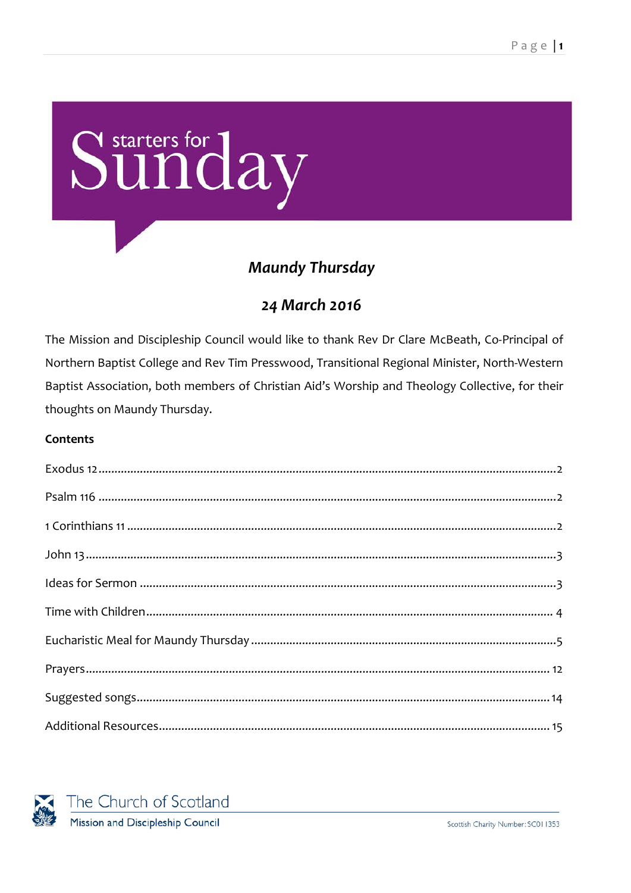# starters for Sunday

## *Maundy Thursday*

## *24 March 2016*

The Mission and Discipleship Council would like to thank Rev Dr Clare McBeath, Co-Principal of Northern Baptist College and Rev Tim Presswood, Transitional Regional Minister, North-Western Baptist Association, both members of Christian Aid's Worship and Theology Collective, for their thoughts on Maundy Thursday.

**Contents**

Exodus 12 .......... 2

Psalm 116 .......... 2

1 Corinthians 11 .......... 2

John 13 .......... 3

Ideas for Sermon .......... 3

Time with Children .......... 4

Eucharistic Meal for Maundy Thursday .......... 5

Prayers .......... 12

Suggested songs .......... 14

Additional Resources .......... 15

The Church of Scotland
Mission and Discipleship Council

Scottish Charity Number: SC011353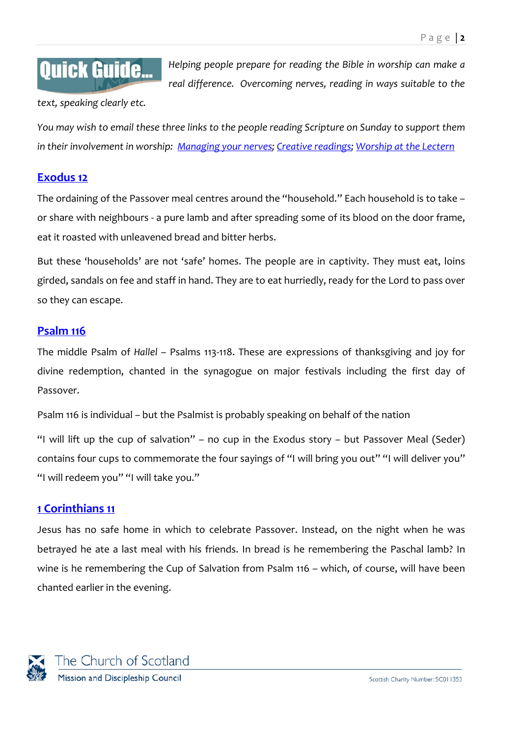**Quick Guide...** *Helping people prepare for reading the Bible in worship can make a real difference. Overcoming nerves, reading in ways suitable to the text, speaking clearly etc.*

*You may wish to email these three links to the people reading Scripture on Sunday to support them in their involvement in worship: Managing your nerves; Creative readings; Worship at the Lectern*

## Exodus 12

The ordaining of the Passover meal centres around the "household." Each household is to take – or share with neighbours - a pure lamb and after spreading some of its blood on the door frame, eat it roasted with unleavened bread and bitter herbs.

But these 'households' are not 'safe' homes. The people are in captivity. They must eat, loins girded, sandals on fee and staff in hand. They are to eat hurriedly, ready for the Lord to pass over so they can escape.

## Psalm 116

The middle Psalm of *Hallel* – Psalms 113-118. These are expressions of thanksgiving and joy for divine redemption, chanted in the synagogue on major festivals including the first day of Passover.

Psalm 116 is individual – but the Psalmist is probably speaking on behalf of the nation

"I will lift up the cup of salvation" – no cup in the Exodus story – but Passover Meal (Seder) contains four cups to commemorate the four sayings of "I will bring you out" "I will deliver you" "I will redeem you" "I will take you."

## 1 Corinthians 11

Jesus has no safe home in which to celebrate Passover. Instead, on the night when he was betrayed he ate a last meal with his friends. In bread is he remembering the Paschal lamb? In wine is he remembering the Cup of Salvation from Psalm 116 – which, of course, will have been chanted earlier in the evening.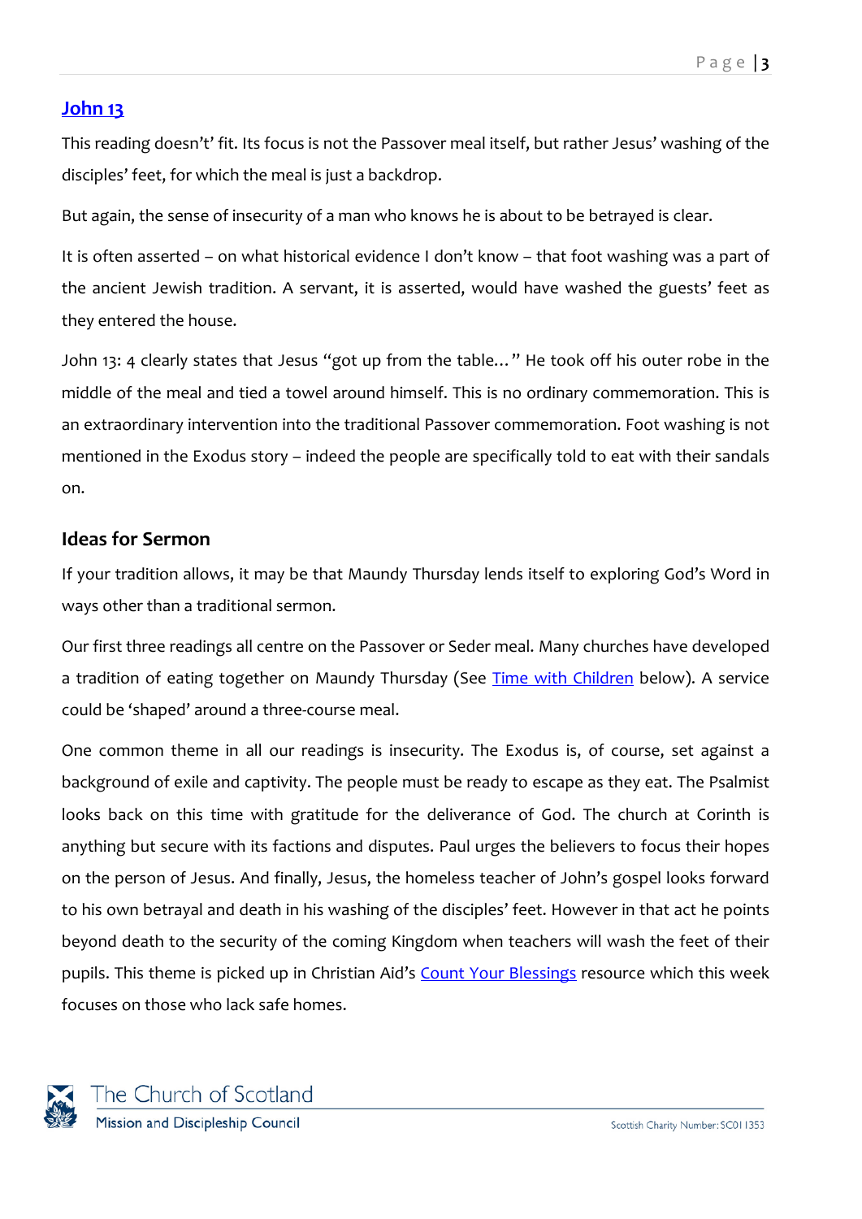## John 13

This reading doesn't' fit. Its focus is not the Passover meal itself, but rather Jesus' washing of the disciples' feet, for which the meal is just a backdrop.

But again, the sense of insecurity of a man who knows he is about to be betrayed is clear.

It is often asserted – on what historical evidence I don't know – that foot washing was a part of the ancient Jewish tradition. A servant, it is asserted, would have washed the guests' feet as they entered the house.

John 13: 4 clearly states that Jesus "got up from the table…" He took off his outer robe in the middle of the meal and tied a towel around himself. This is no ordinary commemoration. This is an extraordinary intervention into the traditional Passover commemoration. Foot washing is not mentioned in the Exodus story – indeed the people are specifically told to eat with their sandals on.

### Ideas for Sermon

If your tradition allows, it may be that Maundy Thursday lends itself to exploring God's Word in ways other than a traditional sermon.

Our first three readings all centre on the Passover or Seder meal. Many churches have developed a tradition of eating together on Maundy Thursday (See Time with Children below). A service could be 'shaped' around a three-course meal.

One common theme in all our readings is insecurity. The Exodus is, of course, set against a background of exile and captivity. The people must be ready to escape as they eat. The Psalmist looks back on this time with gratitude for the deliverance of God. The church at Corinth is anything but secure with its factions and disputes. Paul urges the believers to focus their hopes on the person of Jesus. And finally, Jesus, the homeless teacher of John's gospel looks forward to his own betrayal and death in his washing of the disciples' feet. However in that act he points beyond death to the security of the coming Kingdom when teachers will wash the feet of their pupils. This theme is picked up in Christian Aid's Count Your Blessings resource which this week focuses on those who lack safe homes.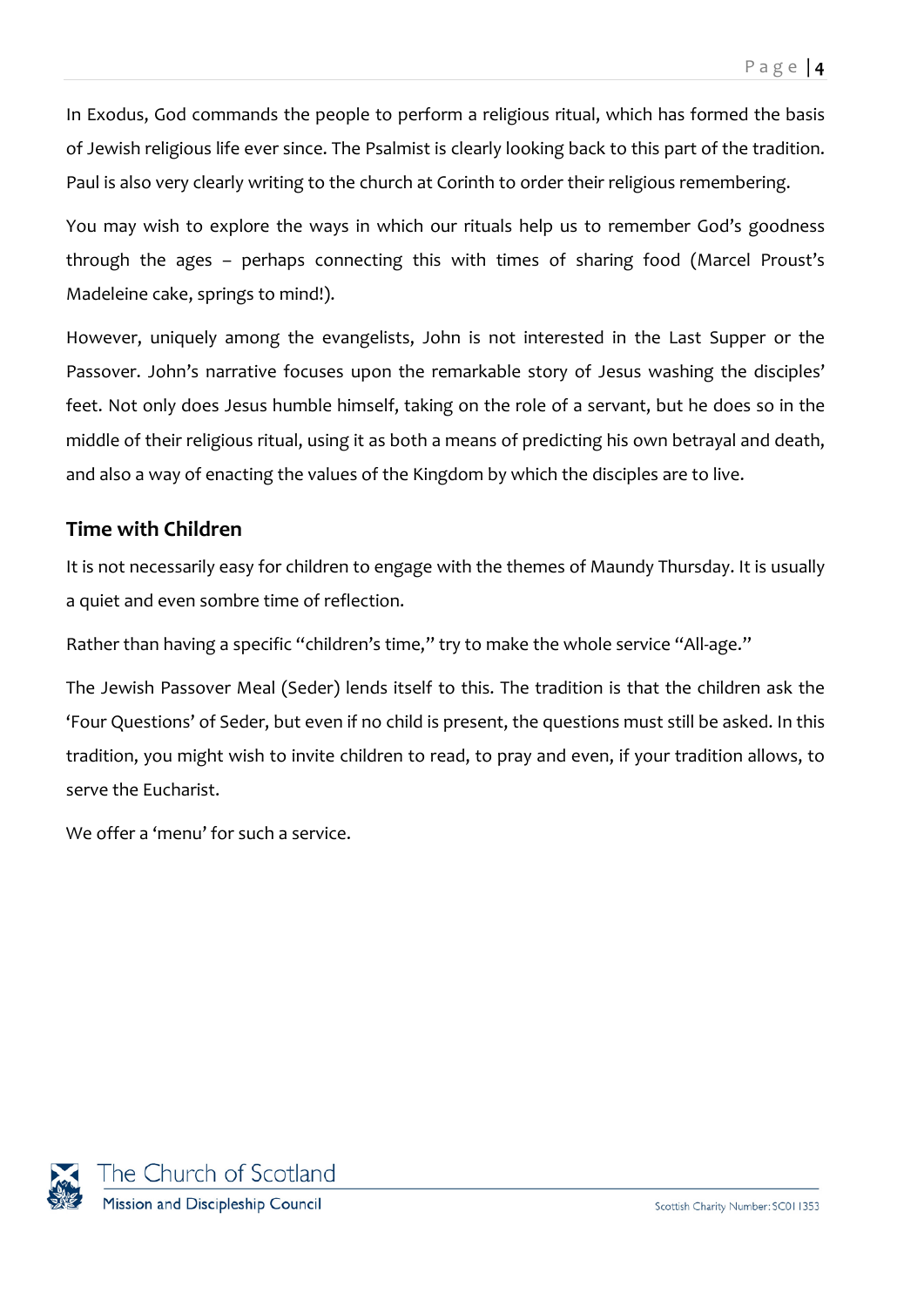In Exodus, God commands the people to perform a religious ritual, which has formed the basis of Jewish religious life ever since. The Psalmist is clearly looking back to this part of the tradition. Paul is also very clearly writing to the church at Corinth to order their religious remembering.

You may wish to explore the ways in which our rituals help us to remember God's goodness through the ages – perhaps connecting this with times of sharing food (Marcel Proust's Madeleine cake, springs to mind!).

However, uniquely among the evangelists, John is not interested in the Last Supper or the Passover. John's narrative focuses upon the remarkable story of Jesus washing the disciples' feet. Not only does Jesus humble himself, taking on the role of a servant, but he does so in the middle of their religious ritual, using it as both a means of predicting his own betrayal and death, and also a way of enacting the values of the Kingdom by which the disciples are to live.

## Time with Children

It is not necessarily easy for children to engage with the themes of Maundy Thursday. It is usually a quiet and even sombre time of reflection.

Rather than having a specific "children's time," try to make the whole service "All-age."

The Jewish Passover Meal (Seder) lends itself to this. The tradition is that the children ask the 'Four Questions' of Seder, but even if no child is present, the questions must still be asked. In this tradition, you might wish to invite children to read, to pray and even, if your tradition allows, to serve the Eucharist.

We offer a 'menu' for such a service.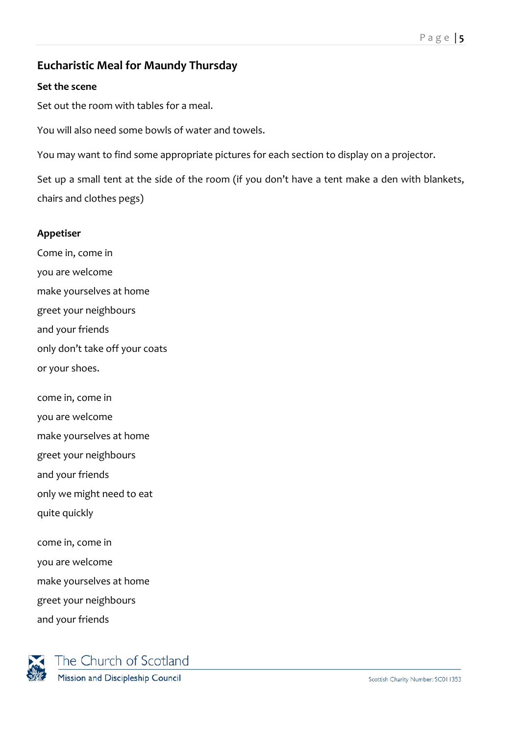## Eucharistic Meal for Maundy Thursday

### Set the scene

Set out the room with tables for a meal.

You will also need some bowls of water and towels.

You may want to find some appropriate pictures for each section to display on a projector.

Set up a small tent at the side of the room (if you don't have a tent make a den with blankets, chairs and clothes pegs)

### Appetiser

Come in, come in
you are welcome
make yourselves at home
greet your neighbours
and your friends
only don't take off your coats
or your shoes.

come in, come in
you are welcome
make yourselves at home
greet your neighbours
and your friends
only we might need to eat
quite quickly

come in, come in
you are welcome
make yourselves at home
greet your neighbours
and your friends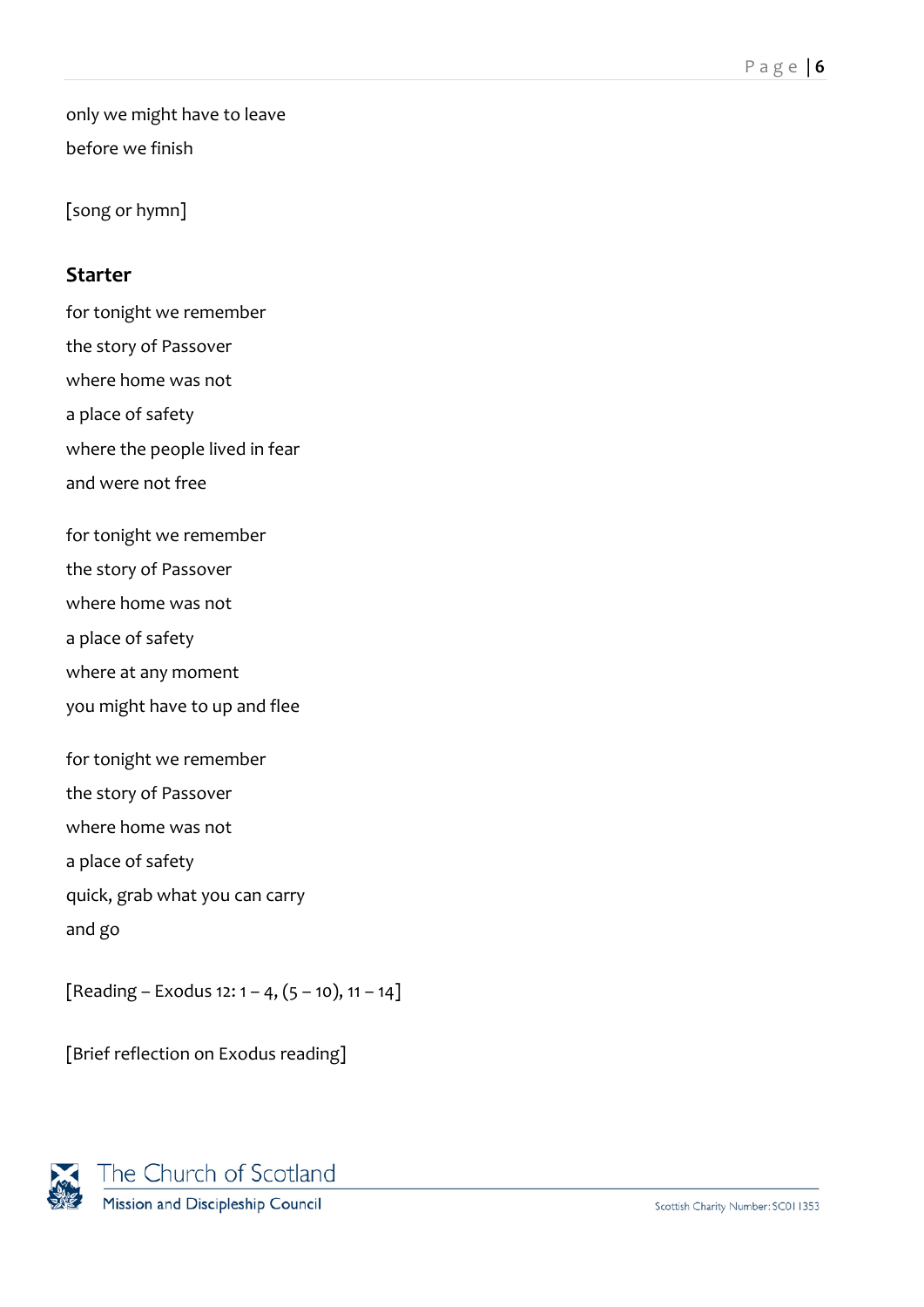only we might have to leave

before we finish

[song or hymn]

### Starter

for tonight we remember

the story of Passover

where home was not

a place of safety

where the people lived in fear

and were not free

for tonight we remember

the story of Passover

where home was not

a place of safety

where at any moment

you might have to up and flee

for tonight we remember

the story of Passover

where home was not

a place of safety

quick, grab what you can carry

and go

[Reading – Exodus 12: 1 – 4, (5 – 10), 11 – 14]

[Brief reflection on Exodus reading]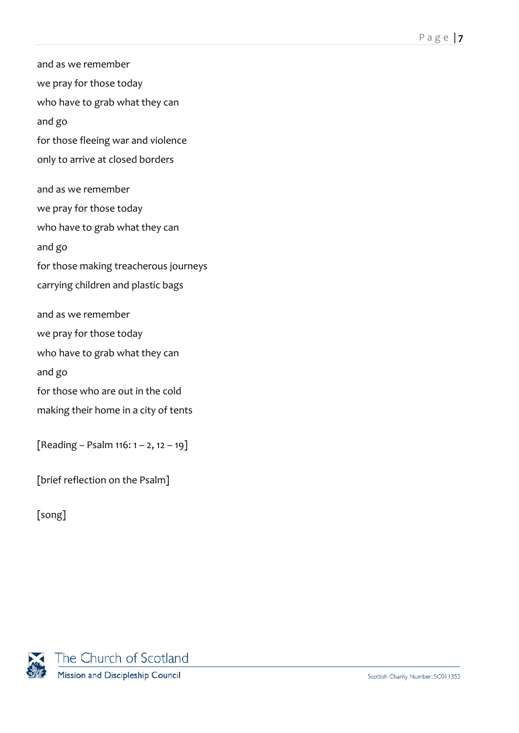and as we remember
we pray for those today
who have to grab what they can
and go
for those fleeing war and violence
only to arrive at closed borders

and as we remember
we pray for those today
who have to grab what they can
and go
for those making treacherous journeys
carrying children and plastic bags

and as we remember
we pray for those today
who have to grab what they can
and go
for those who are out in the cold
making their home in a city of tents

[Reading – Psalm 116: 1 – 2, 12 – 19]

[brief reflection on the Psalm]

[song]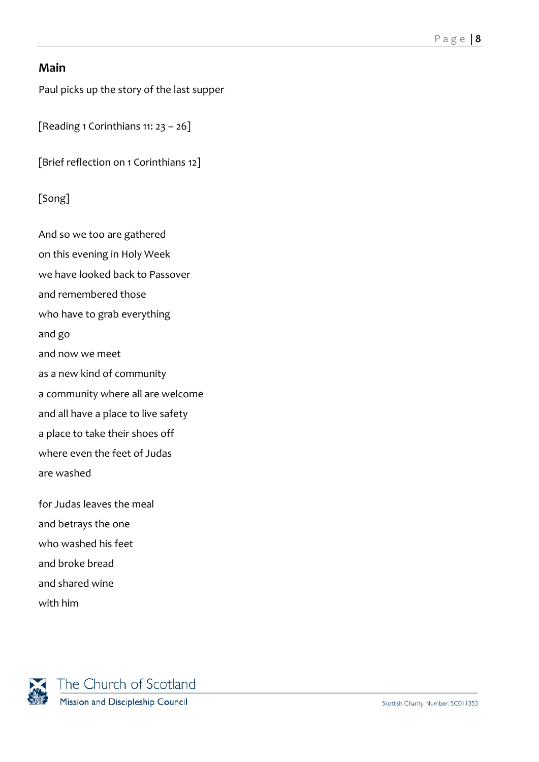## Main

Paul picks up the story of the last supper

[Reading 1 Corinthians 11: 23 – 26]

[Brief reflection on 1 Corinthians 12]

[Song]

And so we too are gathered  
on this evening in Holy Week  
we have looked back to Passover  
and remembered those  
who have to grab everything  
and go  
and now we meet  
as a new kind of community  
a community where all are welcome  
and all have a place to live safety  
a place to take their shoes off  
where even the feet of Judas  
are washed

for Judas leaves the meal  
and betrays the one  
who washed his feet  
and broke bread  
and shared wine  
with him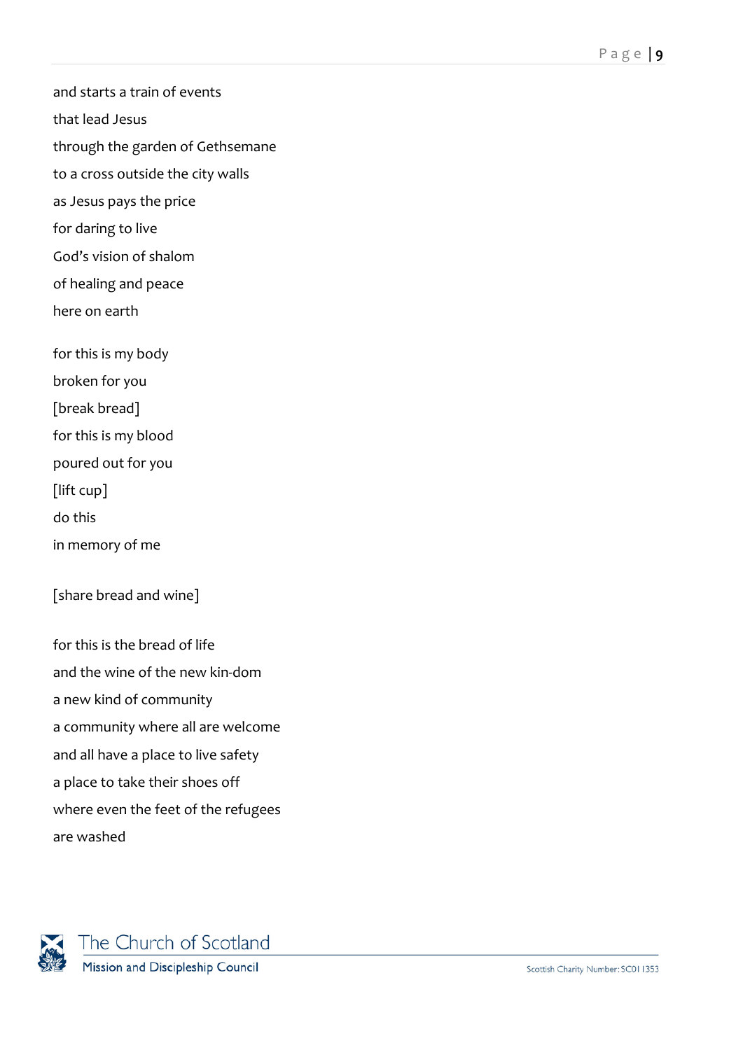and starts a train of events
that lead Jesus
through the garden of Gethsemane
to a cross outside the city walls
as Jesus pays the price
for daring to live
God's vision of shalom
of healing and peace
here on earth

for this is my body
broken for you
[break bread]
for this is my blood
poured out for you
[lift cup]
do this
in memory of me

[share bread and wine]

for this is the bread of life
and the wine of the new kin-dom
a new kind of community
a community where all are welcome
and all have a place to live safety
a place to take their shoes off
where even the feet of the refugees
are washed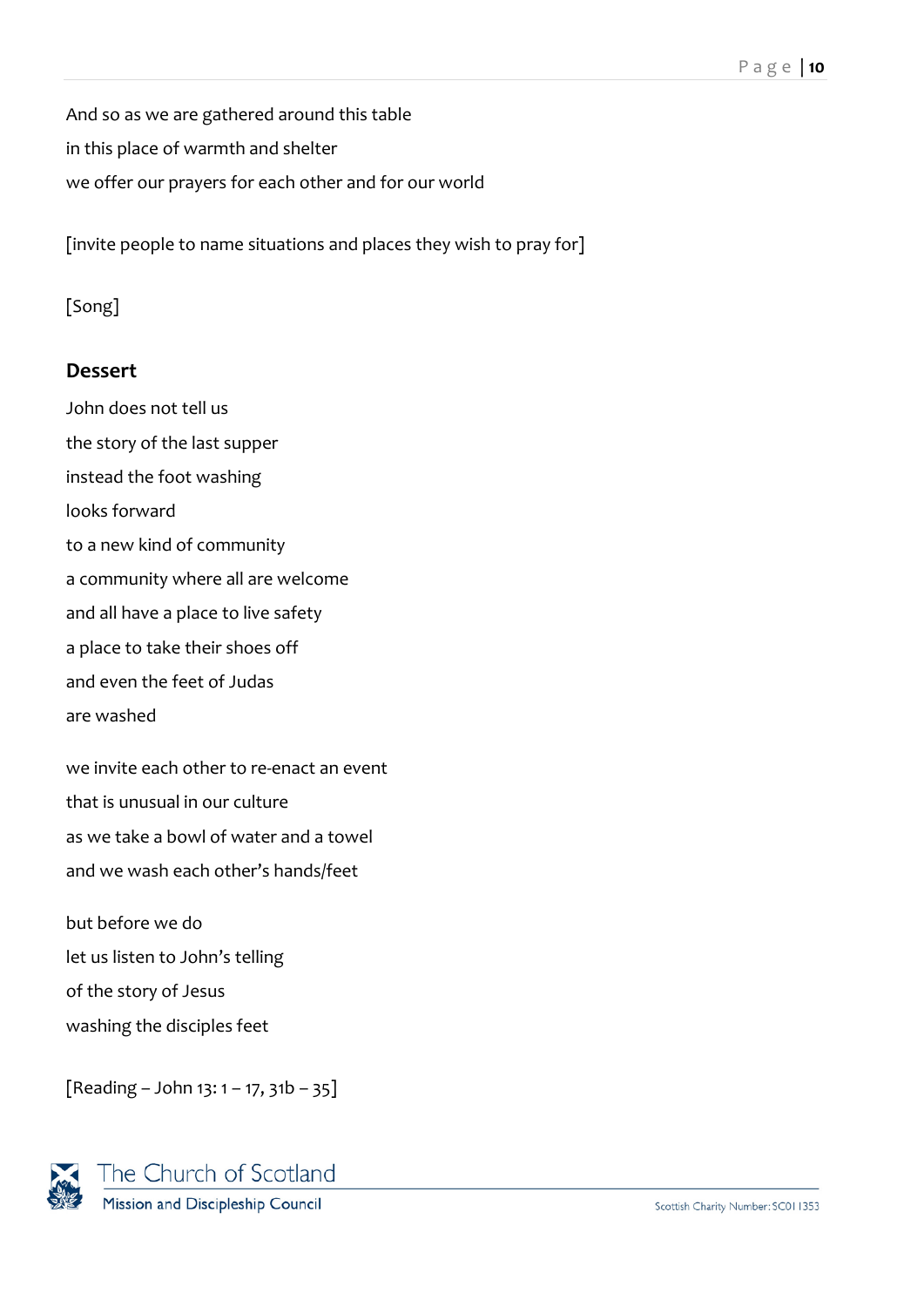And so as we are gathered around this table
in this place of warmth and shelter
we offer our prayers for each other and for our world

[invite people to name situations and places they wish to pray for]

[Song]

### Dessert

John does not tell us
the story of the last supper
instead the foot washing
looks forward
to a new kind of community
a community where all are welcome
and all have a place to live safety
a place to take their shoes off
and even the feet of Judas
are washed

we invite each other to re-enact an event
that is unusual in our culture
as we take a bowl of water and a towel
and we wash each other's hands/feet

but before we do
let us listen to John's telling
of the story of Jesus
washing the disciples feet

[Reading – John 13: 1 – 17, 31b – 35]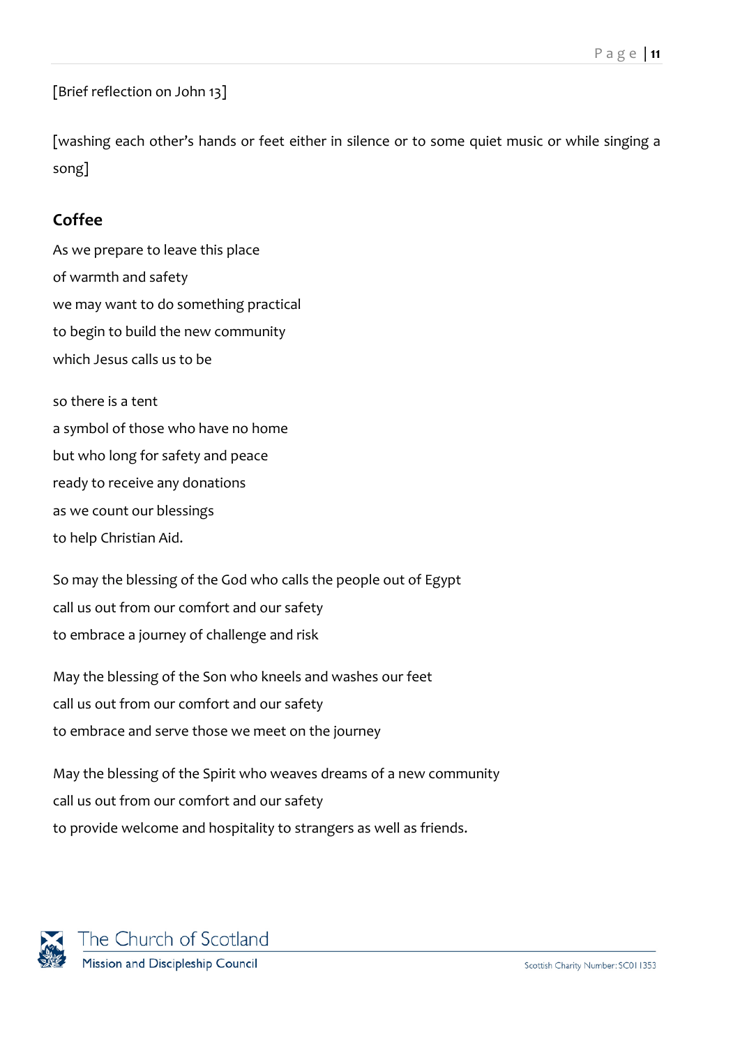[Brief reflection on John 13]

[washing each other's hands or feet either in silence or to some quiet music or while singing a song]

## Coffee

As we prepare to leave this place
of warmth and safety
we may want to do something practical
to begin to build the new community
which Jesus calls us to be

so there is a tent
a symbol of those who have no home
but who long for safety and peace
ready to receive any donations
as we count our blessings
to help Christian Aid.

So may the blessing of the God who calls the people out of Egypt
call us out from our comfort and our safety
to embrace a journey of challenge and risk

May the blessing of the Son who kneels and washes our feet
call us out from our comfort and our safety
to embrace and serve those we meet on the journey

May the blessing of the Spirit who weaves dreams of a new community
call us out from our comfort and our safety
to provide welcome and hospitality to strangers as well as friends.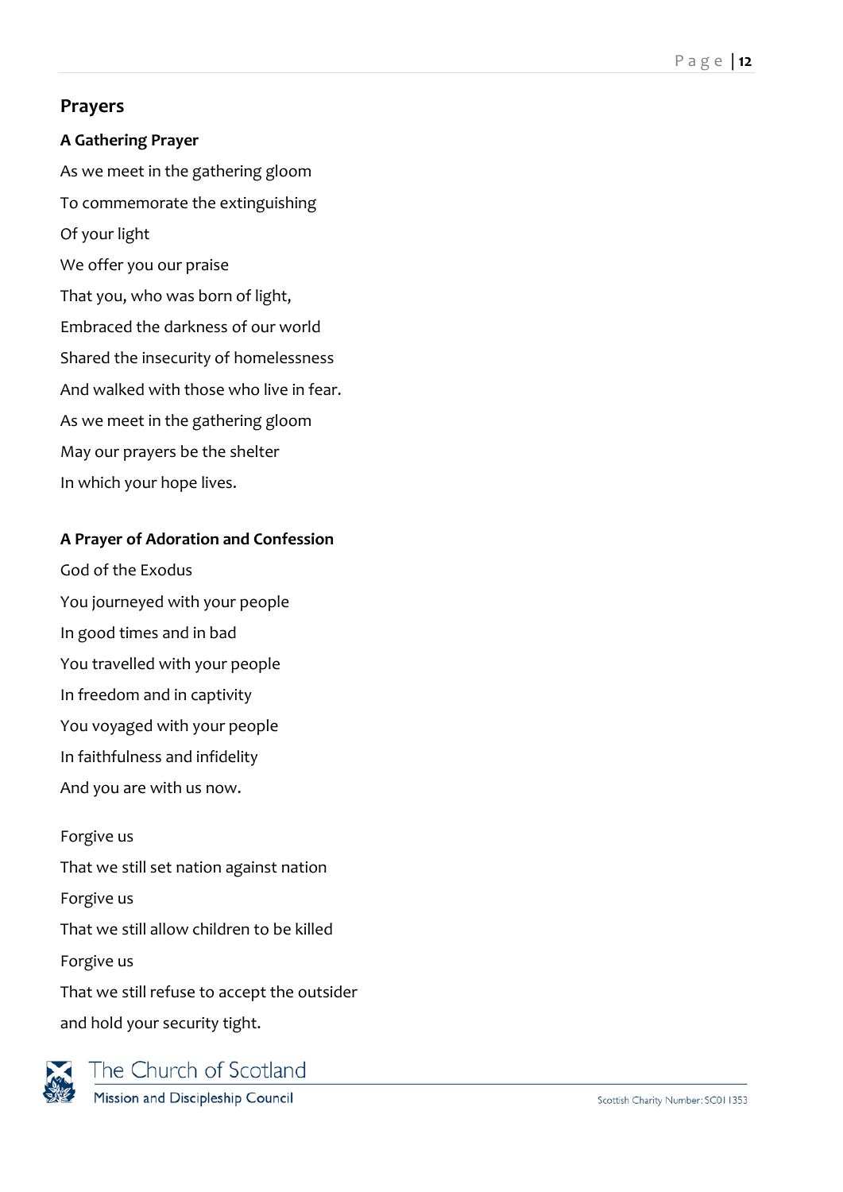## Prayers

### A Gathering Prayer

As we meet in the gathering gloom
To commemorate the extinguishing
Of your light
We offer you our praise
That you, who was born of light,
Embraced the darkness of our world
Shared the insecurity of homelessness
And walked with those who live in fear.
As we meet in the gathering gloom
May our prayers be the shelter
In which your hope lives.

### A Prayer of Adoration and Confession

God of the Exodus
You journeyed with your people
In good times and in bad
You travelled with your people
In freedom and in captivity
You voyaged with your people
In faithfulness and infidelity
And you are with us now.

Forgive us
That we still set nation against nation
Forgive us
That we still allow children to be killed
Forgive us
That we still refuse to accept the outsider
and hold your security tight.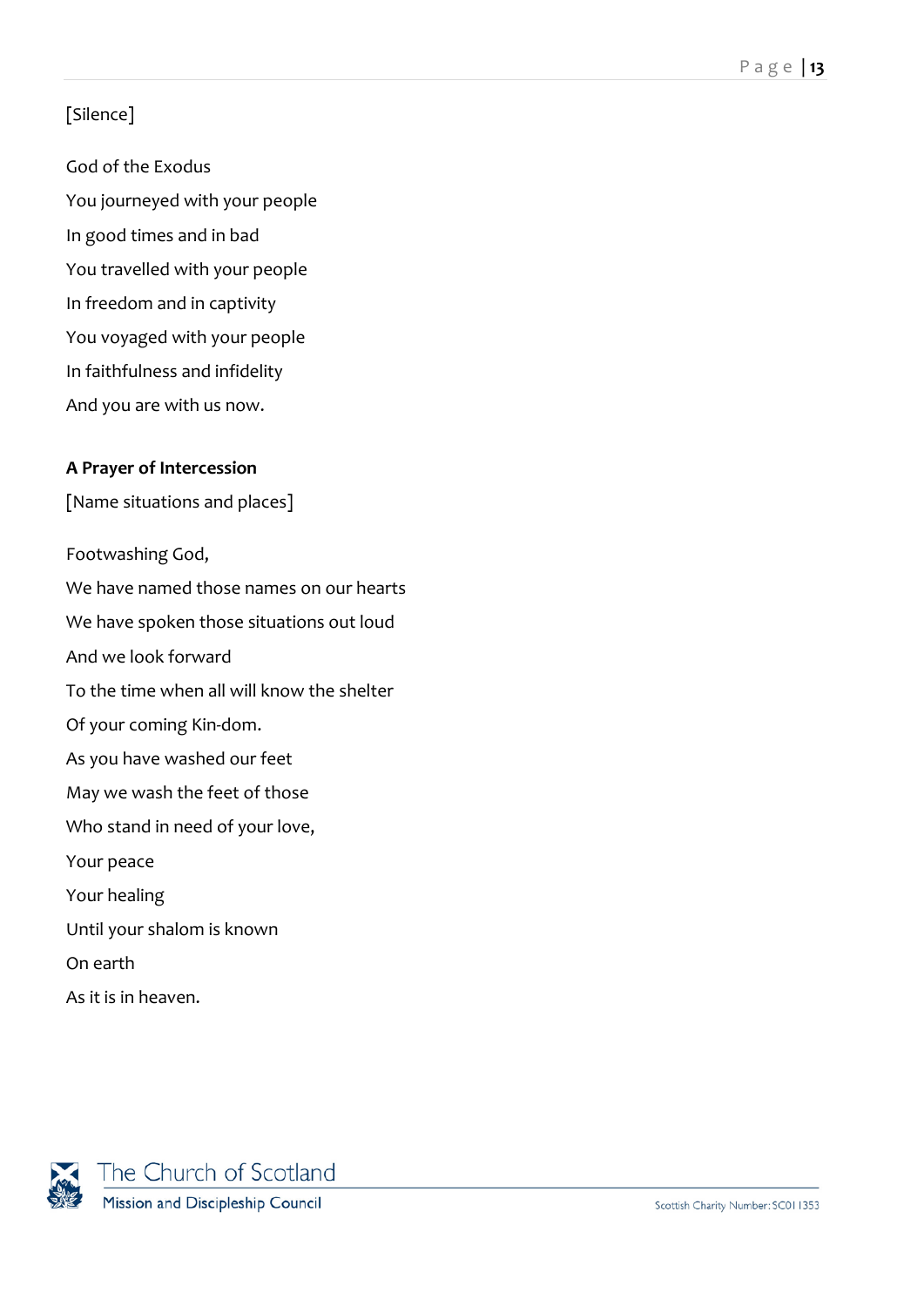[Silence]

God of the Exodus
You journeyed with your people
In good times and in bad
You travelled with your people
In freedom and in captivity
You voyaged with your people
In faithfulness and infidelity
And you are with us now.

**A Prayer of Intercession**

[Name situations and places]

Footwashing God,
We have named those names on our hearts
We have spoken those situations out loud
And we look forward
To the time when all will know the shelter
Of your coming Kin-dom.
As you have washed our feet
May we wash the feet of those
Who stand in need of your love,
Your peace
Your healing
Until your shalom is known
On earth
As it is in heaven.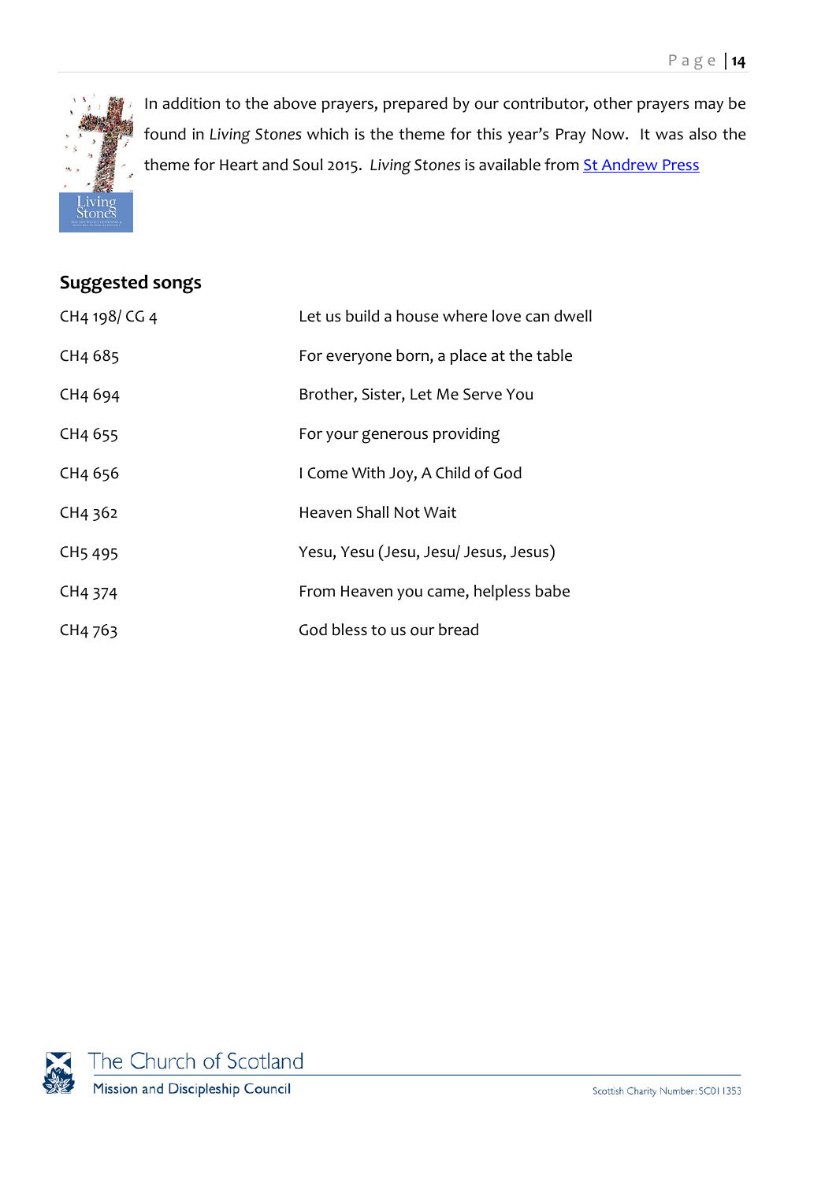In addition to the above prayers, prepared by our contributor, other prayers may be found in *Living Stones* which is the theme for this year's Pray Now. It was also the theme for Heart and Soul 2015. *Living Stones* is available from [St Andrew Press]

## Suggested songs

| | |
|---|---|
| CH4 198/ CG 4 | Let us build a house where love can dwell |
| CH4 685 | For everyone born, a place at the table |
| CH4 694 | Brother, Sister, Let Me Serve You |
| CH4 655 | For your generous providing |
| CH4 656 | I Come With Joy, A Child of God |
| CH4 362 | Heaven Shall Not Wait |
| CH5 495 | Yesu, Yesu (Jesu, Jesu/ Jesus, Jesus) |
| CH4 374 | From Heaven you came, helpless babe |
| CH4 763 | God bless to us our bread |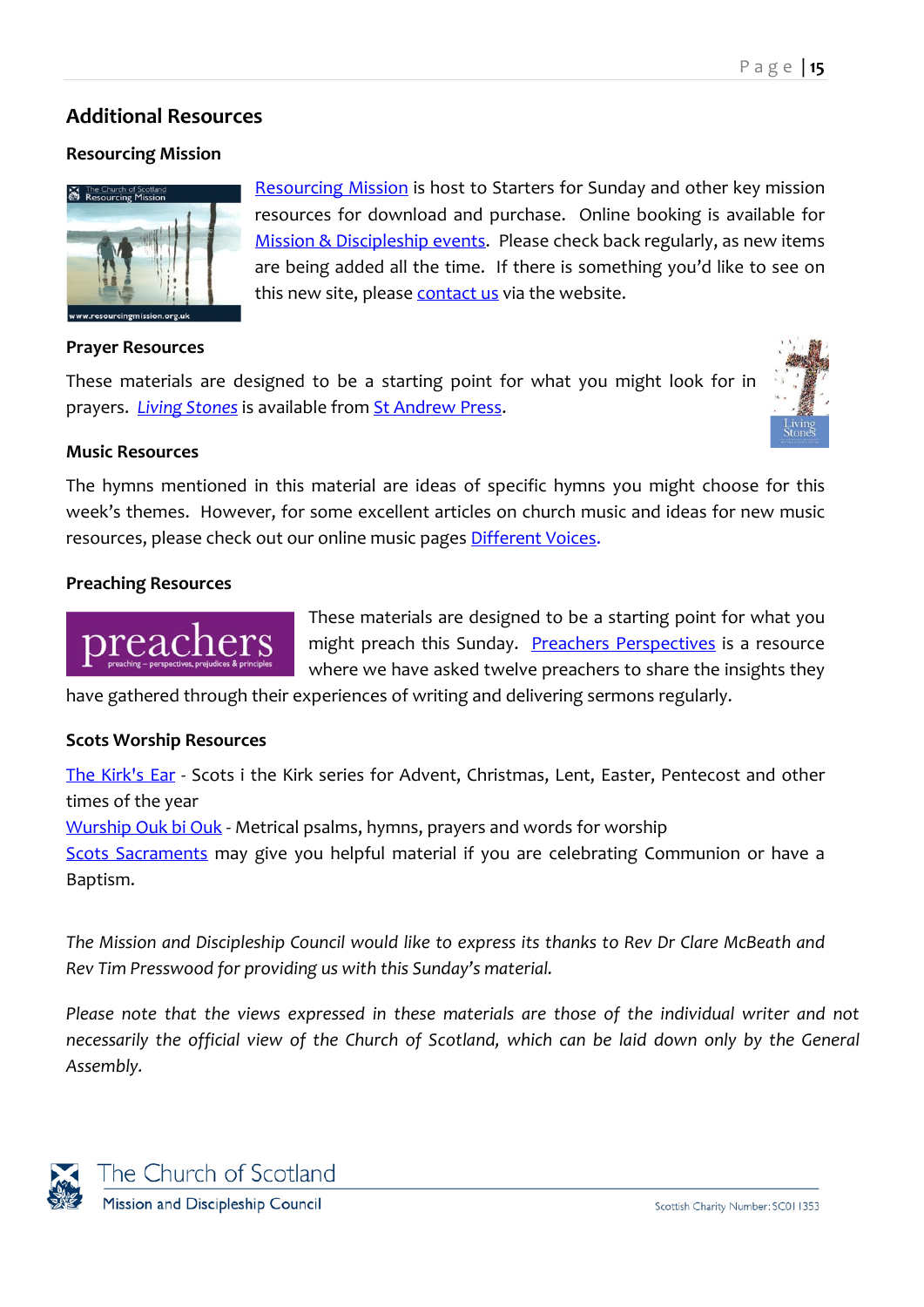## Additional Resources

### Resourcing Mission

Resourcing Mission is host to Starters for Sunday and other key mission resources for download and purchase. Online booking is available for Mission & Discipleship events. Please check back regularly, as new items are being added all the time. If there is something you'd like to see on this new site, please contact us via the website.

### Prayer Resources

These materials are designed to be a starting point for what you might look for in prayers. *Living Stones* is available from St Andrew Press.

### Music Resources

The hymns mentioned in this material are ideas of specific hymns you might choose for this week's themes. However, for some excellent articles on church music and ideas for new music resources, please check out our online music pages Different Voices.

### Preaching Resources

These materials are designed to be a starting point for what you might preach this Sunday. Preachers Perspectives is a resource where we have asked twelve preachers to share the insights they have gathered through their experiences of writing and delivering sermons regularly.

### Scots Worship Resources

The Kirk's Ear - Scots i the Kirk series for Advent, Christmas, Lent, Easter, Pentecost and other times of the year
Wurship Ouk bi Ouk - Metrical psalms, hymns, prayers and words for worship
Scots Sacraments may give you helpful material if you are celebrating Communion or have a Baptism.

*The Mission and Discipleship Council would like to express its thanks to Rev Dr Clare McBeath and Rev Tim Presswood for providing us with this Sunday's material.*

*Please note that the views expressed in these materials are those of the individual writer and not necessarily the official view of the Church of Scotland, which can be laid down only by the General Assembly.*

The Church of Scotland
Mission and Discipleship Council

Scottish Charity Number: SC011353